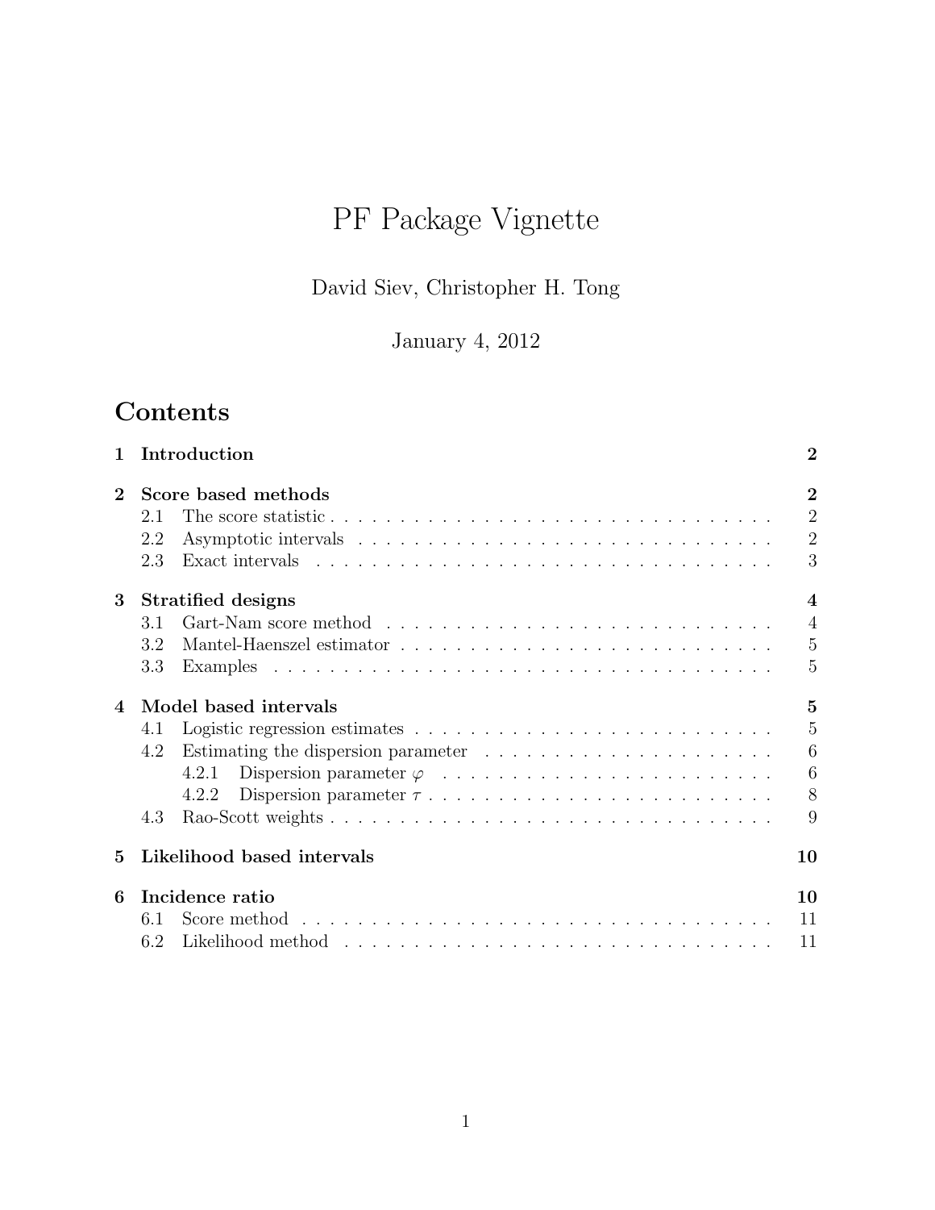# PF Package Vignette

David Siev, Christopher H. Tong

January 4, 2012

## Contents

**1 Introduction** — 2

**2 Score based methods** — 2
- 2.1 The score statistic — 2
- 2.2 Asymptotic intervals — 2
- 2.3 Exact intervals — 3

**3 Stratified designs** — 4
- 3.1 Gart-Nam score method — 4
- 3.2 Mantel-Haenszel estimator — 5
- 3.3 Examples — 5

**4 Model based intervals** — 5
- 4.1 Logistic regression estimates — 5
- 4.2 Estimating the dispersion parameter — 6
  - 4.2.1 Dispersion parameter $\varphi$ — 6
  - 4.2.2 Dispersion parameter $\tau$ — 8
- 4.3 Rao-Scott weights — 9

**5 Likelihood based intervals** — 10

**6 Incidence ratio** — 10
- 6.1 Score method — 11
- 6.2 Likelihood method — 11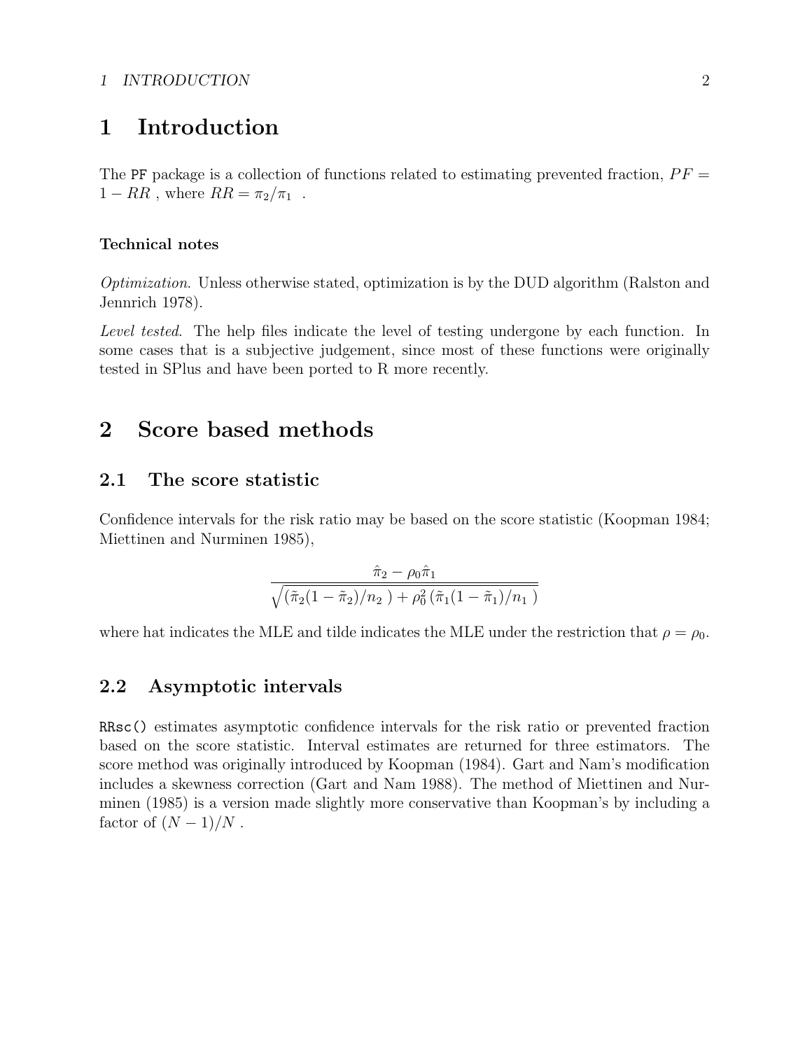# 1 Introduction

The `PF` package is a collection of functions related to estimating prevented fraction, $PF = 1 - RR$ , where $RR = \pi_2/\pi_1$ .

### Technical notes

*Optimization*. Unless otherwise stated, optimization is by the DUD algorithm (Ralston and Jennrich 1978).

*Level tested*. The help files indicate the level of testing undergone by each function. In some cases that is a subjective judgement, since most of these functions were originally tested in SPlus and have been ported to R more recently.

# 2 Score based methods

## 2.1 The score statistic

Confidence intervals for the risk ratio may be based on the score statistic (Koopman 1984; Miettinen and Nurminen 1985),

$$\frac{\hat{\pi}_2 - \rho_0 \hat{\pi}_1}{\sqrt{(\tilde{\pi}_2(1-\tilde{\pi}_2)/n_2\ ) + \rho_0^2\,(\tilde{\pi}_1(1-\tilde{\pi}_1)/n_1\ )}}$$

where hat indicates the MLE and tilde indicates the MLE under the restriction that $\rho = \rho_0$.

## 2.2 Asymptotic intervals

`RRsc()` estimates asymptotic confidence intervals for the risk ratio or prevented fraction based on the score statistic. Interval estimates are returned for three estimators. The score method was originally introduced by Koopman (1984). Gart and Nam's modification includes a skewness correction (Gart and Nam 1988). The method of Miettinen and Nurminen (1985) is a version made slightly more conservative than Koopman's by including a factor of $(N - 1)/N$ .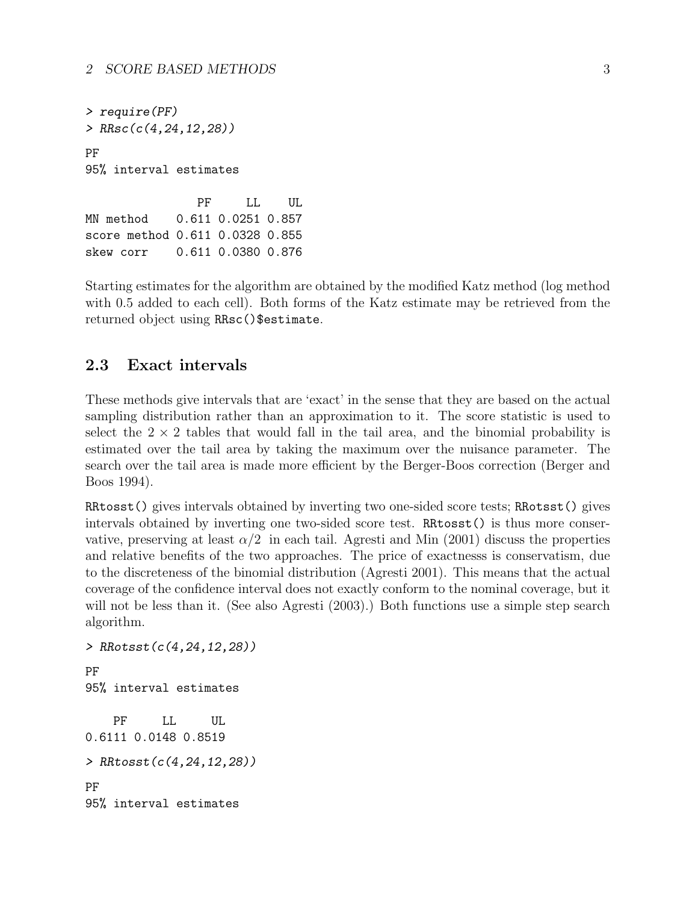```
> require(PF)
> RRsc(c(4,24,12,28))

PF
95% interval estimates

               PF     LL    UL
MN method    0.611 0.0251 0.857
score method 0.611 0.0328 0.855
skew corr    0.611 0.0380 0.876
```

Starting estimates for the algorithm are obtained by the modified Katz method (log method with 0.5 added to each cell). Both forms of the Katz estimate may be retrieved from the returned object using `RRsc()$estimate`.

## 2.3 Exact intervals

These methods give intervals that are 'exact' in the sense that they are based on the actual sampling distribution rather than an approximation to it. The score statistic is used to select the $2 \times 2$ tables that would fall in the tail area, and the binomial probability is estimated over the tail area by taking the maximum over the nuisance parameter. The search over the tail area is made more efficient by the Berger-Boos correction (Berger and Boos 1994).

`RRtosst()` gives intervals obtained by inverting two one-sided score tests; `RRotsst()` gives intervals obtained by inverting one two-sided score test. `RRtosst()` is thus more conservative, preserving at least $\alpha/2$ in each tail. Agresti and Min (2001) discuss the properties and relative benefits of the two approaches. The price of exactnesss is conservatism, due to the discreteness of the binomial distribution (Agresti 2001). This means that the actual coverage of the confidence interval does not exactly conform to the nominal coverage, but it will not be less than it. (See also Agresti (2003).) Both functions use a simple step search algorithm.

```
> RRotsst(c(4,24,12,28))

PF
95% interval estimates

    PF     LL     UL
0.6111 0.0148 0.8519

> RRtosst(c(4,24,12,28))

PF
95% interval estimates
```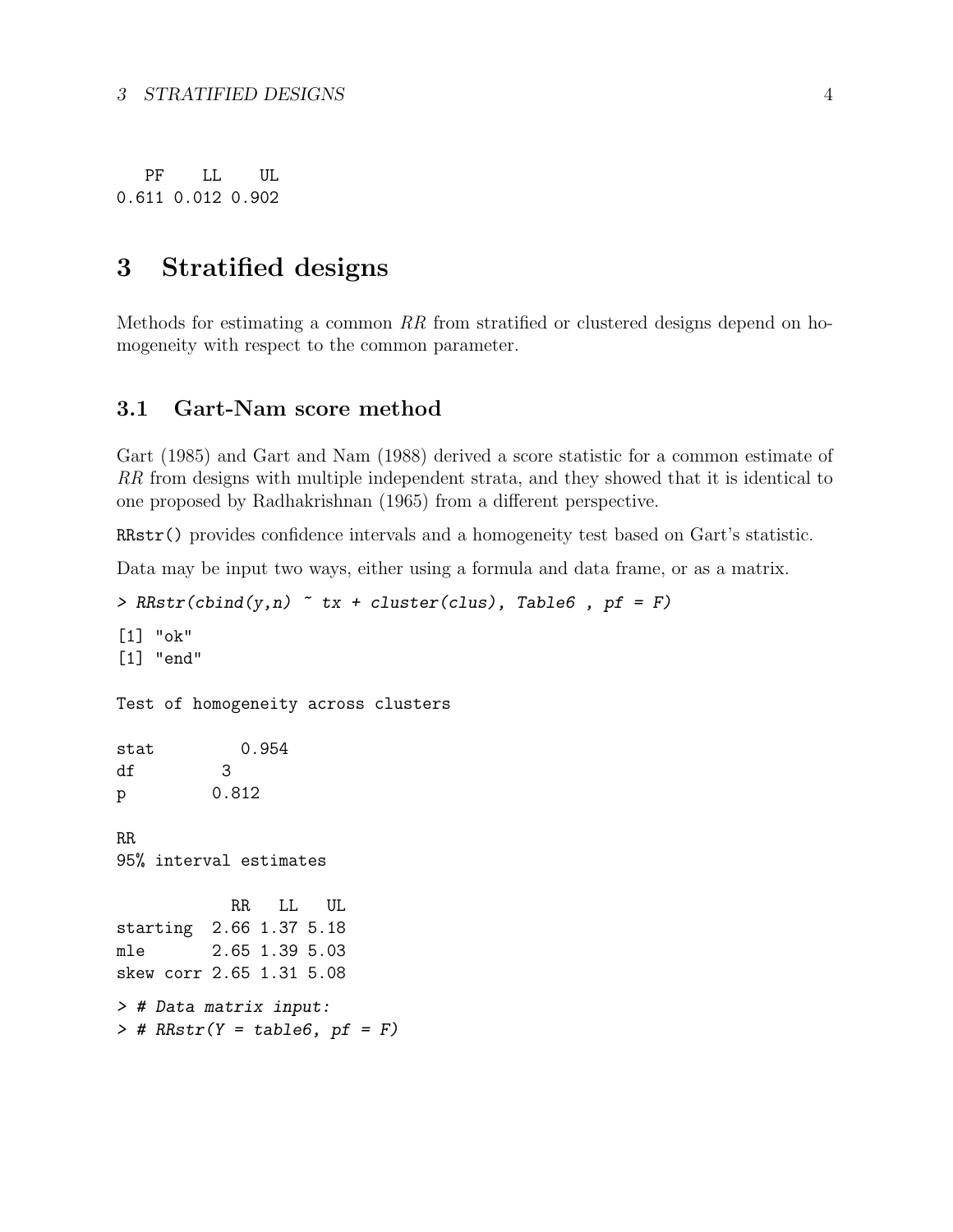```
   PF    LL    UL
0.611 0.012 0.902
```

# 3 Stratified designs

Methods for estimating a common *RR* from stratified or clustered designs depend on homogeneity with respect to the common parameter.

## 3.1 Gart-Nam score method

Gart (1985) and Gart and Nam (1988) derived a score statistic for a common estimate of *RR* from designs with multiple independent strata, and they showed that it is identical to one proposed by Radhakrishnan (1965) from a different perspective.

`RRstr()` provides confidence intervals and a homogeneity test based on Gart's statistic.

Data may be input two ways, either using a formula and data frame, or as a matrix.

```
> RRstr(cbind(y,n) ~ tx + cluster(clus), Table6 , pf = F)

[1] "ok"
[1] "end"

Test of homogeneity across clusters

stat         0.954
df          3
p         0.812

RR
95% interval estimates

           RR   LL   UL
starting  2.66 1.37 5.18
mle       2.65 1.39 5.03
skew corr 2.65 1.31 5.08

> # Data matrix input:
> # RRstr(Y = table6, pf = F)
```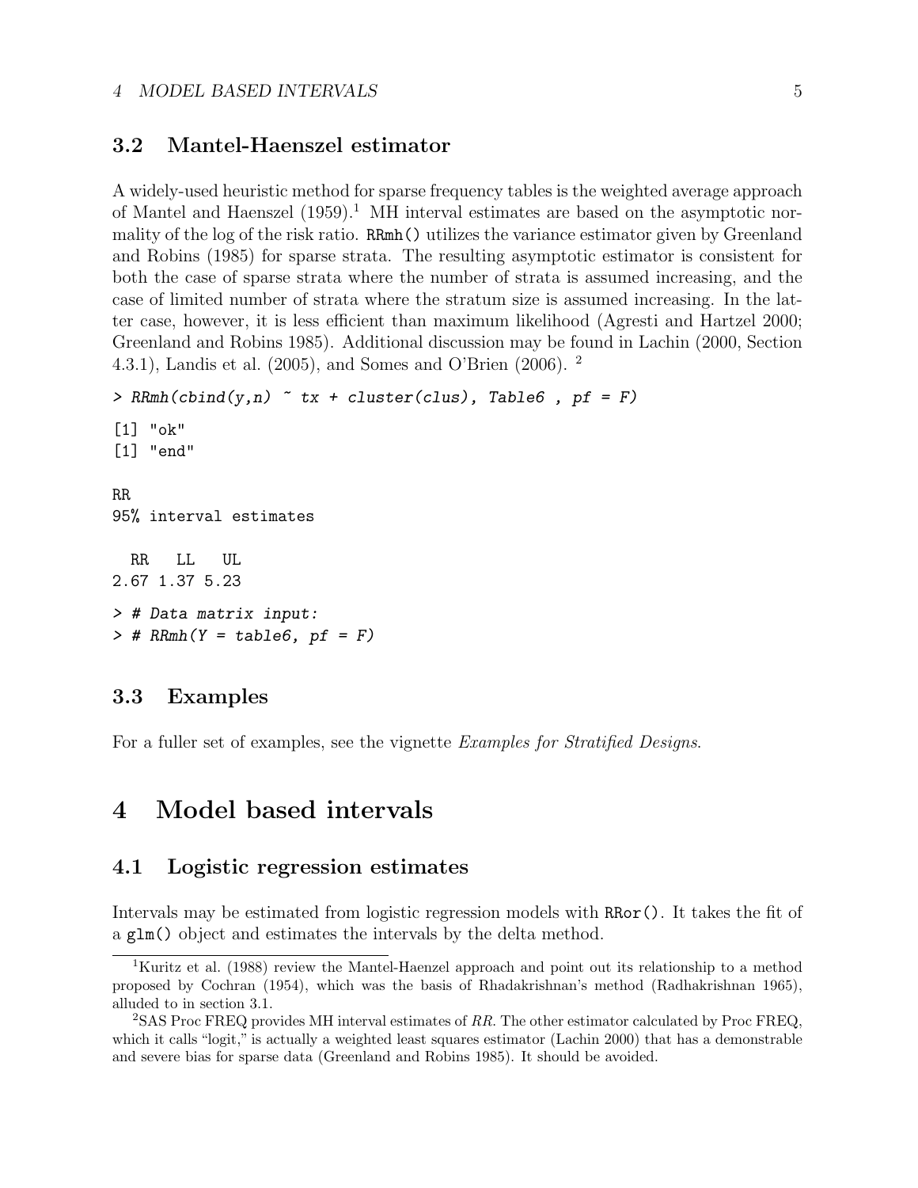## 3.2 Mantel-Haenszel estimator

A widely-used heuristic method for sparse frequency tables is the weighted average approach of Mantel and Haenszel (1959).[1] MH interval estimates are based on the asymptotic normality of the log of the risk ratio. `RRmh()` utilizes the variance estimator given by Greenland and Robins (1985) for sparse strata. The resulting asymptotic estimator is consistent for both the case of sparse strata where the number of strata is assumed increasing, and the case of limited number of strata where the stratum size is assumed increasing. In the latter case, however, it is less efficient than maximum likelihood (Agresti and Hartzel 2000; Greenland and Robins 1985). Additional discussion may be found in Lachin (2000, Section 4.3.1), Landis et al. (2005), and Somes and O'Brien (2006). [2]

```
> RRmh(cbind(y,n) ~ tx + cluster(clus), Table6 , pf = F)

[1] "ok"
[1] "end"

RR
95% interval estimates

  RR   LL   UL
2.67 1.37 5.23

> # Data matrix input:
> # RRmh(Y = table6, pf = F)
```

## 3.3 Examples

For a fuller set of examples, see the vignette *Examples for Stratified Designs*.

# 4 Model based intervals

## 4.1 Logistic regression estimates

Intervals may be estimated from logistic regression models with `RRor()`. It takes the fit of a `glm()` object and estimates the intervals by the delta method.

[1] Kuritz et al. (1988) review the Mantel-Haenzel approach and point out its relationship to a method proposed by Cochran (1954), which was the basis of Rhadakrishnan's method (Radhakrishnan 1965), alluded to in section 3.1.

[2] SAS Proc FREQ provides MH interval estimates of *RR*. The other estimator calculated by Proc FREQ, which it calls "logit," is actually a weighted least squares estimator (Lachin 2000) that has a demonstrable and severe bias for sparse data (Greenland and Robins 1985). It should be avoided.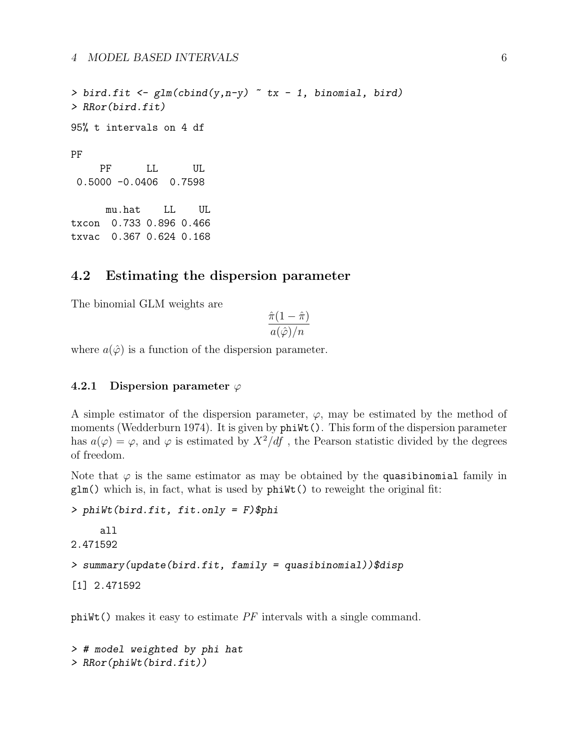```
> bird.fit <- glm(cbind(y,n-y) ~ tx - 1, binomial, bird)
> RRor(bird.fit)

95% t intervals on 4 df

PF
     PF       LL       UL
 0.5000 -0.0406   0.7598

      mu.hat    LL    UL
txcon  0.733 0.896 0.466
txvac  0.367 0.624 0.168
```

## 4.2 Estimating the dispersion parameter

The binomial GLM weights are

$$\frac{\hat{\pi}(1-\hat{\pi})}{a(\hat{\varphi})/n}$$

where $a(\hat{\varphi})$ is a function of the dispersion parameter.

### 4.2.1 Dispersion parameter $\varphi$

A simple estimator of the dispersion parameter, $\varphi$, may be estimated by the method of moments (Wedderburn 1974). It is given by `phiWt()`. This form of the dispersion parameter has $a(\varphi) = \varphi$, and $\varphi$ is estimated by $X^2/df$ , the Pearson statistic divided by the degrees of freedom.

Note that $\varphi$ is the same estimator as may be obtained by the `quasibinomial` family in `glm()` which is, in fact, what is used by `phiWt()` to reweight the original fit:

```
> phiWt(bird.fit, fit.only = F)$phi

     all
2.471592

> summary(update(bird.fit, family = quasibinomial))$disp

[1] 2.471592
```

`phiWt()` makes it easy to estimate $PF$ intervals with a single command.

```
> # model weighted by phi hat
> RRor(phiWt(bird.fit))
```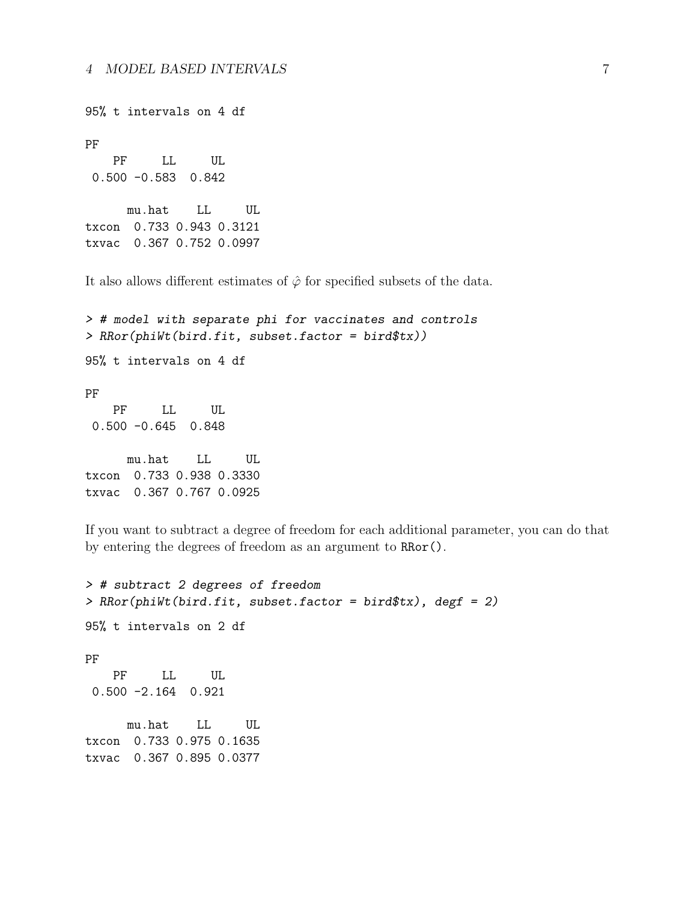```
95% t intervals on 4 df

PF
   PF     LL     UL
 0.500 -0.583  0.842

      mu.hat    LL     UL
txcon  0.733 0.943 0.3121
txvac  0.367 0.752 0.0997
```

It also allows different estimates of $\hat{\varphi}$ for specified subsets of the data.

```
> # model with separate phi for vaccinates and controls
> RRor(phiWt(bird.fit, subset.factor = bird$tx))

95% t intervals on 4 df

PF
   PF     LL     UL
 0.500 -0.645  0.848

      mu.hat    LL     UL
txcon  0.733 0.938 0.3330
txvac  0.367 0.767 0.0925
```

If you want to subtract a degree of freedom for each additional parameter, you can do that by entering the degrees of freedom as an argument to `RRor()`.

```
> # subtract 2 degrees of freedom
> RRor(phiWt(bird.fit, subset.factor = bird$tx), degf = 2)

95% t intervals on 2 df

PF
   PF     LL     UL
 0.500 -2.164  0.921

      mu.hat    LL     UL
txcon  0.733 0.975 0.1635
txvac  0.367 0.895 0.0377
```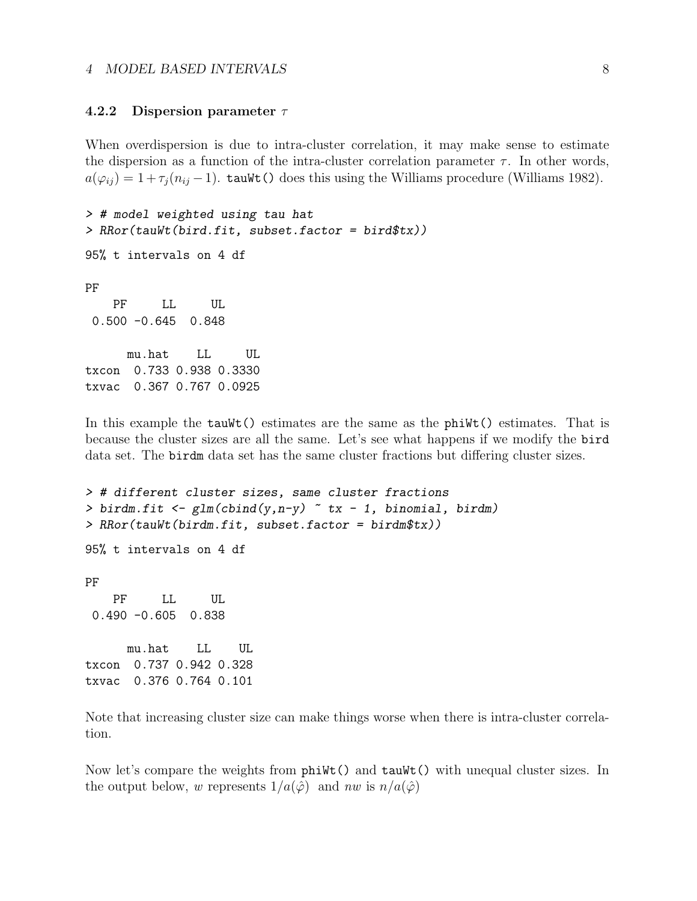### 4.2.2 Dispersion parameter $\tau$

When overdispersion is due to intra-cluster correlation, it may make sense to estimate the dispersion as a function of the intra-cluster correlation parameter $\tau$. In other words, $a(\varphi_{ij}) = 1 + \tau_j(n_{ij} - 1)$. `tauWt()` does this using the Williams procedure (Williams 1982).

```
> # model weighted using tau hat
> RRor(tauWt(bird.fit, subset.factor = bird$tx))

95% t intervals on 4 df

PF
    PF     LL     UL
 0.500 -0.645  0.848

      mu.hat    LL     UL
txcon  0.733 0.938 0.3330
txvac  0.367 0.767 0.0925
```

In this example the `tauWt()` estimates are the same as the `phiWt()` estimates. That is because the cluster sizes are all the same. Let's see what happens if we modify the `bird` data set. The `birdm` data set has the same cluster fractions but differing cluster sizes.

```
> # different cluster sizes, same cluster fractions
> birdm.fit <- glm(cbind(y,n-y) ~ tx - 1, binomial, birdm)
> RRor(tauWt(birdm.fit, subset.factor = birdm$tx))

95% t intervals on 4 df

PF
    PF     LL     UL
 0.490 -0.605  0.838

      mu.hat    LL    UL
txcon  0.737 0.942 0.328
txvac  0.376 0.764 0.101
```

Note that increasing cluster size can make things worse when there is intra-cluster correlation.

Now let's compare the weights from `phiWt()` and `tauWt()` with unequal cluster sizes. In the output below, $w$ represents $1/a(\hat{\varphi})$ and $nw$ is $n/a(\hat{\varphi})$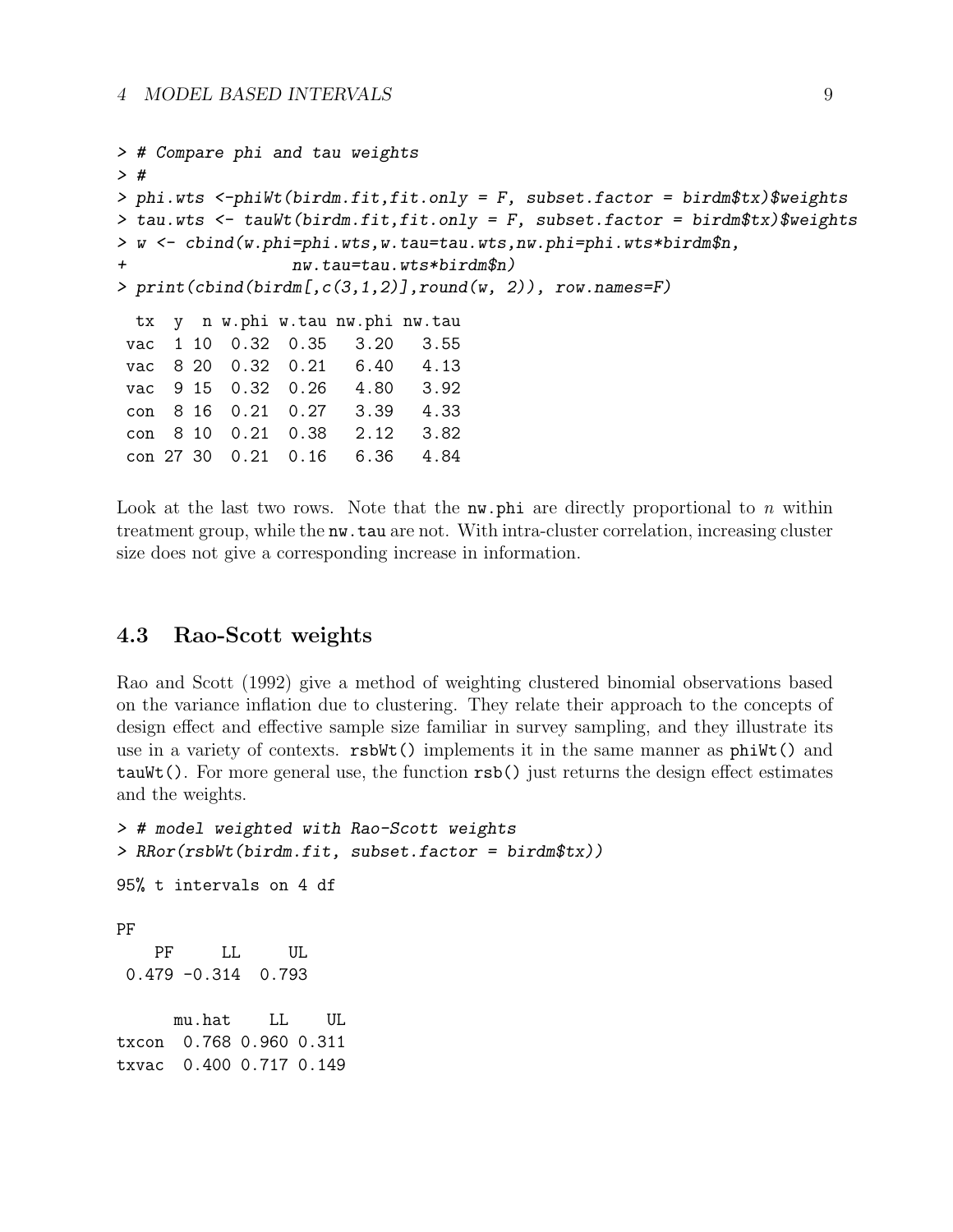```
> # Compare phi and tau weights
> #
> phi.wts <-phiWt(birdm.fit,fit.only = F, subset.factor = birdm$tx)$weights
> tau.wts <- tauWt(birdm.fit,fit.only = F, subset.factor = birdm$tx)$weights
> w <- cbind(w.phi=phi.wts,w.tau=tau.wts,nw.phi=phi.wts*birdm$n,
+                  nw.tau=tau.wts*birdm$n)
> print(cbind(birdm[,c(3,1,2)],round(w, 2)), row.names=F)

  tx  y  n w.phi w.tau nw.phi nw.tau
 vac  1 10  0.32  0.35   3.20   3.55
 vac  8 20  0.32  0.21   6.40   4.13
 vac  9 15  0.32  0.26   4.80   3.92
 con  8 16  0.21  0.27   3.39   4.33
 con  8 10  0.21  0.38   2.12   3.82
 con 27 30  0.21  0.16   6.36   4.84
```

Look at the last two rows. Note that the nw.phi are directly proportional to $n$ within treatment group, while the nw.tau are not. With intra-cluster correlation, increasing cluster size does not give a corresponding increase in information.

## 4.3 Rao-Scott weights

Rao and Scott (1992) give a method of weighting clustered binomial observations based on the variance inflation due to clustering. They relate their approach to the concepts of design effect and effective sample size familiar in survey sampling, and they illustrate its use in a variety of contexts. rsbWt() implements it in the same manner as phiWt() and tauWt(). For more general use, the function rsb() just returns the design effect estimates and the weights.

```
> # model weighted with Rao-Scott weights
> RRor(rsbWt(birdm.fit, subset.factor = birdm$tx))

95% t intervals on 4 df

PF
    PF     LL     UL
 0.479 -0.314  0.793

      mu.hat    LL    UL
txcon  0.768 0.960 0.311
txvac  0.400 0.717 0.149
```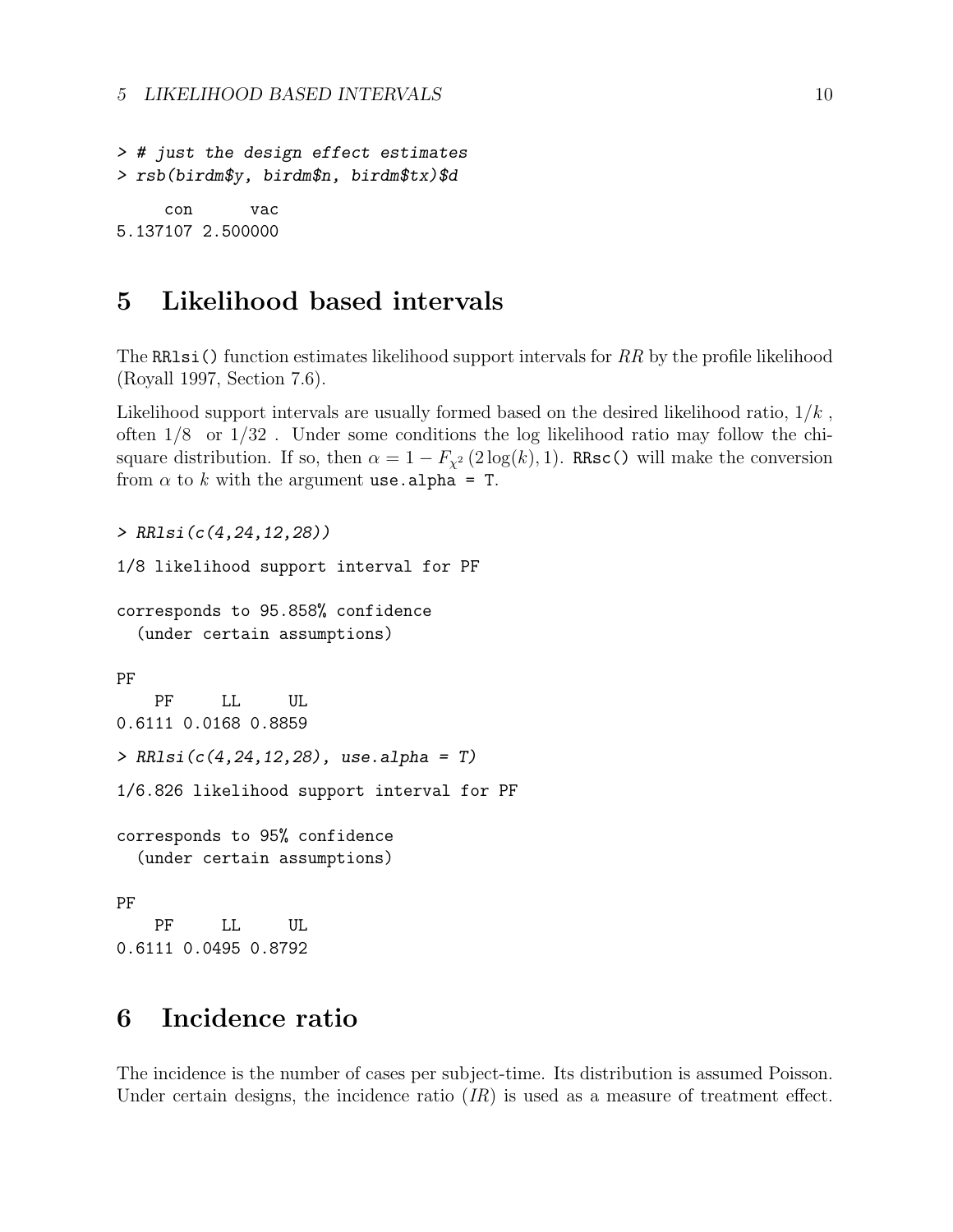```
> # just the design effect estimates
> rsb(birdm$y, birdm$n, birdm$tx)$d

     con      vac
5.137107 2.500000
```

# 5 Likelihood based intervals

The `RRlsi()` function estimates likelihood support intervals for $RR$ by the profile likelihood (Royall 1997, Section 7.6).

Likelihood support intervals are usually formed based on the desired likelihood ratio, $1/k$ , often $1/8$ or $1/32$ . Under some conditions the log likelihood ratio may follow the chi-square distribution. If so, then $\alpha = 1 - F_{\chi^2}(2\log(k), 1)$. `RRsc()` will make the conversion from $\alpha$ to $k$ with the argument `use.alpha = T`.

```
> RRlsi(c(4,24,12,28))

1/8 likelihood support interval for PF

corresponds to 95.858% confidence
  (under certain assumptions)

PF
    PF     LL     UL
0.6111 0.0168 0.8859

> RRlsi(c(4,24,12,28), use.alpha = T)

1/6.826 likelihood support interval for PF

corresponds to 95% confidence
  (under certain assumptions)

PF
    PF     LL     UL
0.6111 0.0495 0.8792
```

# 6 Incidence ratio

The incidence is the number of cases per subject-time. Its distribution is assumed Poisson. Under certain designs, the incidence ratio ($IR$) is used as a measure of treatment effect.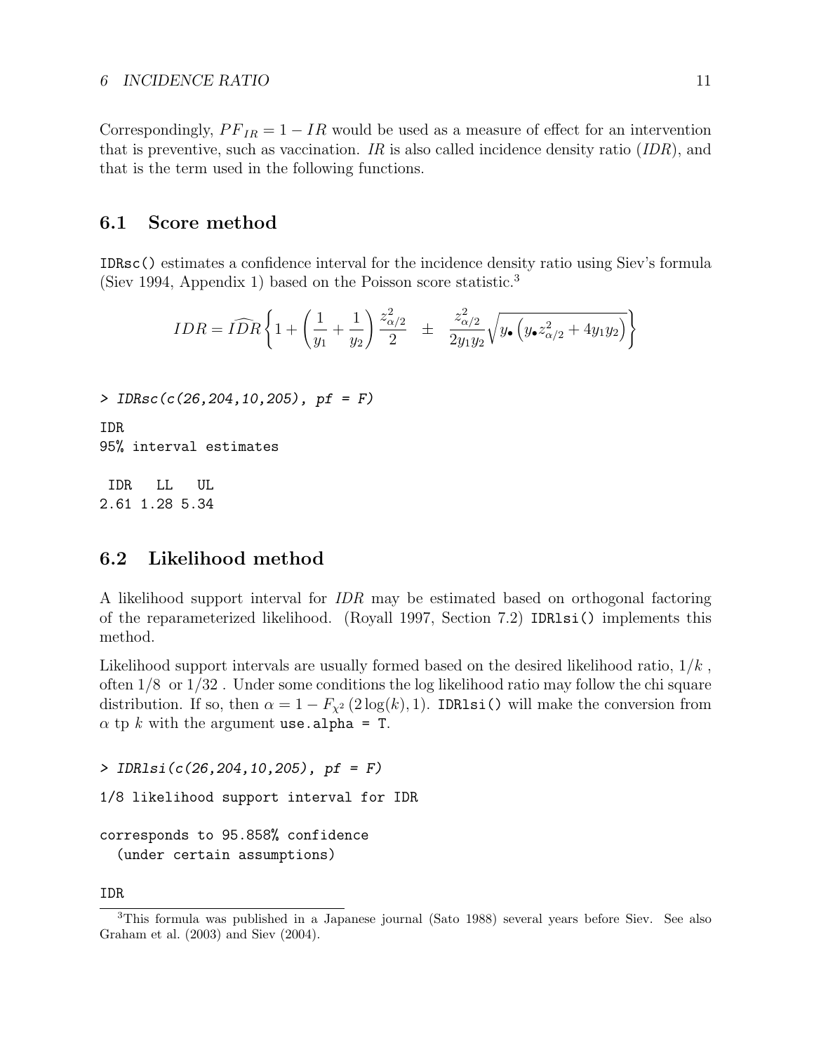Correspondingly, $PF_{IR} = 1 - IR$ would be used as a measure of effect for an intervention that is preventive, such as vaccination. *IR* is also called incidence density ratio (*IDR*), and that is the term used in the following functions.

## 6.1 Score method

`IDRsc()` estimates a confidence interval for the incidence density ratio using Siev's formula (Siev 1994, Appendix 1) based on the Poisson score statistic.[3]

$$IDR = \widehat{IDR}\left\{1 + \left(\frac{1}{y_1} + \frac{1}{y_2}\right)\frac{z_{\alpha/2}^2}{2} \quad \pm \quad \frac{z_{\alpha/2}^2}{2y_1y_2}\sqrt{y_\bullet\left(y_\bullet z_{\alpha/2}^2 + 4y_1y_2\right)}\right\}$$

```
> IDRsc(c(26,204,10,205), pf = F)

IDR
95% interval estimates

 IDR   LL   UL
2.61 1.28 5.34
```

## 6.2 Likelihood method

A likelihood support interval for *IDR* may be estimated based on orthogonal factoring of the reparameterized likelihood. (Royall 1997, Section 7.2) `IDRlsi()` implements this method.

Likelihood support intervals are usually formed based on the desired likelihood ratio, $1/k$ , often $1/8$ or $1/32$ . Under some conditions the log likelihood ratio may follow the chi square distribution. If so, then $\alpha = 1 - F_{\chi^2}(2\log(k), 1)$. `IDRlsi()` will make the conversion from $\alpha$ tp $k$ with the argument `use.alpha = T`.

```
> IDRlsi(c(26,204,10,205), pf = F)

1/8 likelihood support interval for IDR

corresponds to 95.858% confidence
  (under certain assumptions)

IDR
```

[3] This formula was published in a Japanese journal (Sato 1988) several years before Siev. See also Graham et al. (2003) and Siev (2004).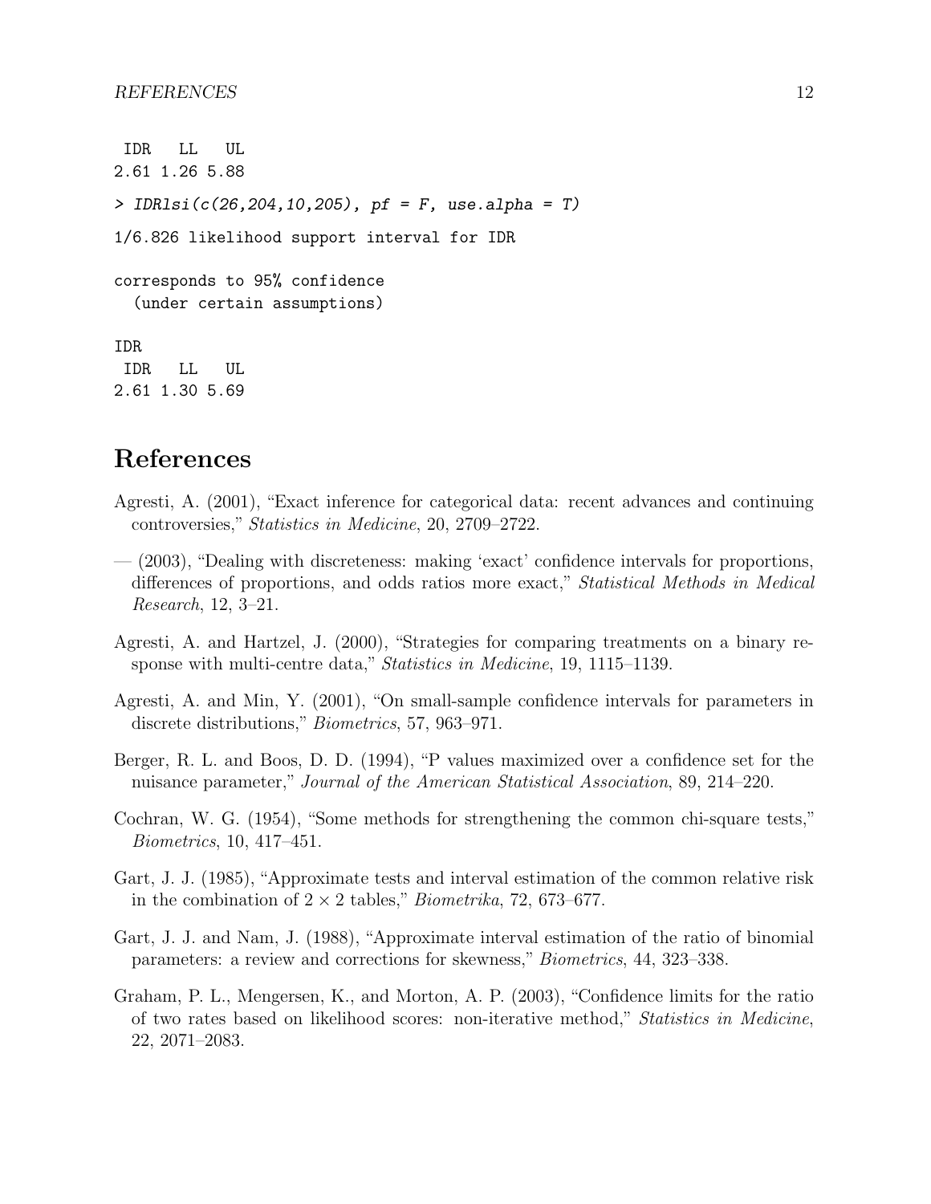```
 IDR   LL   UL
2.61 1.26 5.88

> IDRlsi(c(26,204,10,205), pf = F, use.alpha = T)

1/6.826 likelihood support interval for IDR

corresponds to 95% confidence
  (under certain assumptions)

IDR
 IDR   LL   UL
2.61 1.30 5.69
```

# References

Agresti, A. (2001), "Exact inference for categorical data: recent advances and continuing controversies," *Statistics in Medicine*, 20, 2709–2722.

— (2003), "Dealing with discreteness: making 'exact' confidence intervals for proportions, differences of proportions, and odds ratios more exact," *Statistical Methods in Medical Research*, 12, 3–21.

Agresti, A. and Hartzel, J. (2000), "Strategies for comparing treatments on a binary response with multi-centre data," *Statistics in Medicine*, 19, 1115–1139.

Agresti, A. and Min, Y. (2001), "On small-sample confidence intervals for parameters in discrete distributions," *Biometrics*, 57, 963–971.

Berger, R. L. and Boos, D. D. (1994), "P values maximized over a confidence set for the nuisance parameter," *Journal of the American Statistical Association*, 89, 214–220.

Cochran, W. G. (1954), "Some methods for strengthening the common chi-square tests," *Biometrics*, 10, 417–451.

Gart, J. J. (1985), "Approximate tests and interval estimation of the common relative risk in the combination of $2 \times 2$ tables," *Biometrika*, 72, 673–677.

Gart, J. J. and Nam, J. (1988), "Approximate interval estimation of the ratio of binomial parameters: a review and corrections for skewness," *Biometrics*, 44, 323–338.

Graham, P. L., Mengersen, K., and Morton, A. P. (2003), "Confidence limits for the ratio of two rates based on likelihood scores: non-iterative method," *Statistics in Medicine*, 22, 2071–2083.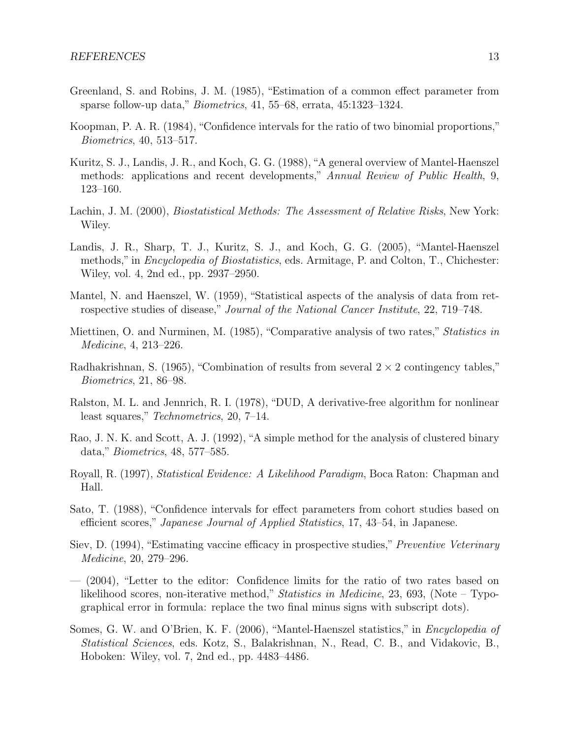Greenland, S. and Robins, J. M. (1985), "Estimation of a common effect parameter from sparse follow-up data," *Biometrics*, 41, 55–68, errata, 45:1323–1324.

Koopman, P. A. R. (1984), "Confidence intervals for the ratio of two binomial proportions," *Biometrics*, 40, 513–517.

Kuritz, S. J., Landis, J. R., and Koch, G. G. (1988), "A general overview of Mantel-Haenszel methods: applications and recent developments," *Annual Review of Public Health*, 9, 123–160.

Lachin, J. M. (2000), *Biostatistical Methods: The Assessment of Relative Risks*, New York: Wiley.

Landis, J. R., Sharp, T. J., Kuritz, S. J., and Koch, G. G. (2005), "Mantel-Haenszel methods," in *Encyclopedia of Biostatistics*, eds. Armitage, P. and Colton, T., Chichester: Wiley, vol. 4, 2nd ed., pp. 2937–2950.

Mantel, N. and Haenszel, W. (1959), "Statistical aspects of the analysis of data from retrospective studies of disease," *Journal of the National Cancer Institute*, 22, 719–748.

Miettinen, O. and Nurminen, M. (1985), "Comparative analysis of two rates," *Statistics in Medicine*, 4, 213–226.

Radhakrishnan, S. (1965), "Combination of results from several $2 \times 2$ contingency tables," *Biometrics*, 21, 86–98.

Ralston, M. L. and Jennrich, R. I. (1978), "DUD, A derivative-free algorithm for nonlinear least squares," *Technometrics*, 20, 7–14.

Rao, J. N. K. and Scott, A. J. (1992), "A simple method for the analysis of clustered binary data," *Biometrics*, 48, 577–585.

Royall, R. (1997), *Statistical Evidence: A Likelihood Paradigm*, Boca Raton: Chapman and Hall.

Sato, T. (1988), "Confidence intervals for effect parameters from cohort studies based on efficient scores," *Japanese Journal of Applied Statistics*, 17, 43–54, in Japanese.

Siev, D. (1994), "Estimating vaccine efficacy in prospective studies," *Preventive Veterinary Medicine*, 20, 279–296.

— (2004), "Letter to the editor: Confidence limits for the ratio of two rates based on likelihood scores, non-iterative method," *Statistics in Medicine*, 23, 693, (Note – Typographical error in formula: replace the two final minus signs with subscript dots).

Somes, G. W. and O'Brien, K. F. (2006), "Mantel-Haenszel statistics," in *Encyclopedia of Statistical Sciences*, eds. Kotz, S., Balakrishnan, N., Read, C. B., and Vidakovic, B., Hoboken: Wiley, vol. 7, 2nd ed., pp. 4483–4486.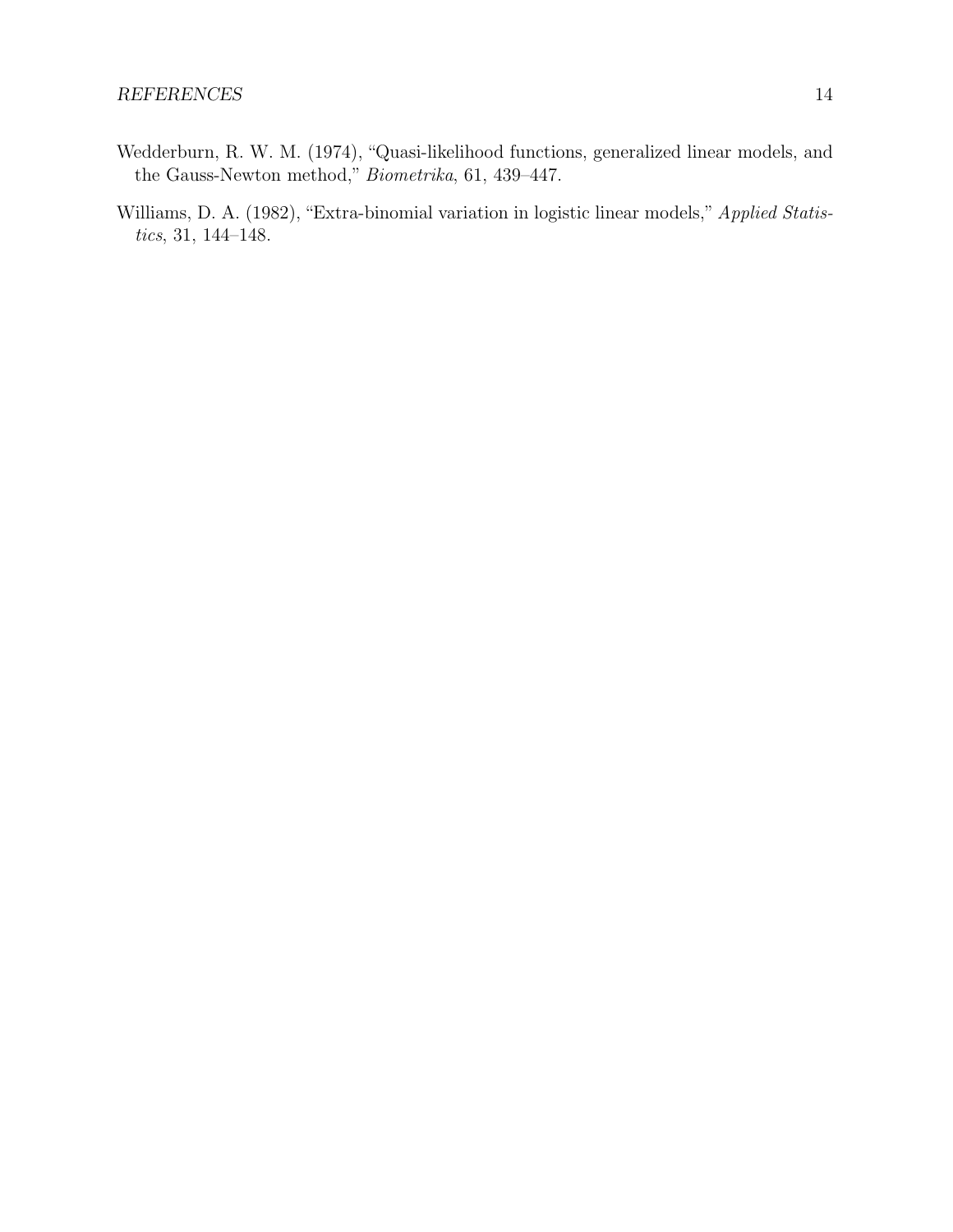Wedderburn, R. W. M. (1974), "Quasi-likelihood functions, generalized linear models, and the Gauss-Newton method," *Biometrika*, 61, 439–447.

Williams, D. A. (1982), "Extra-binomial variation in logistic linear models," *Applied Statistics*, 31, 144–148.